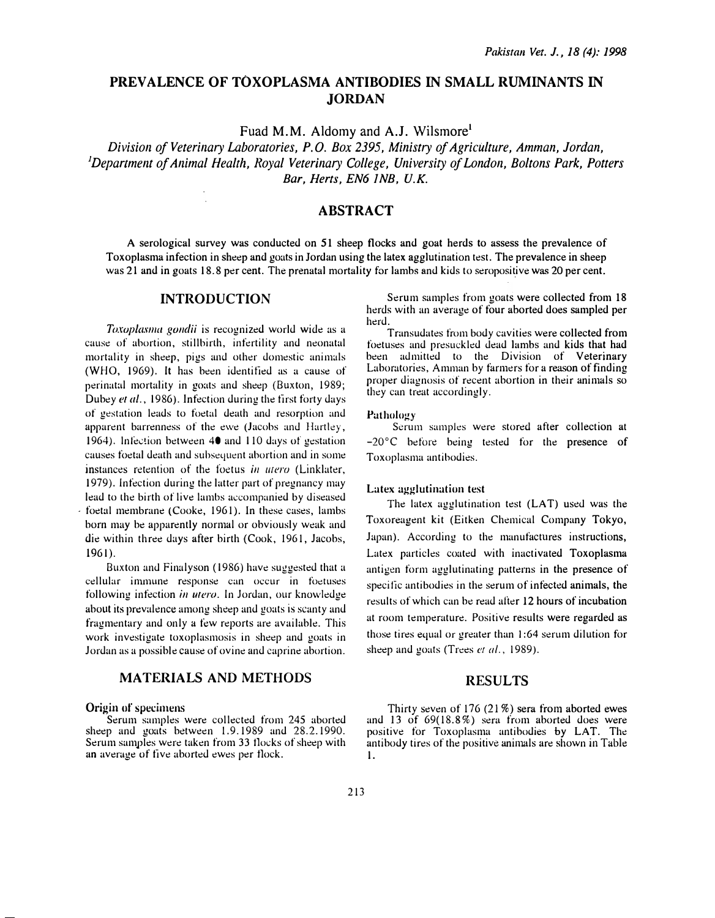# PREVALENCE OF TOXOPLASMA ANTIBODIES IN SMALL RUMINANTS IN JORDAN

Fuad M.M. Aldomy and A.J. Wilsmore[1]

*Division of Veterinary Laboratories, P.O. Box 2395, Ministry of Agriculture, Amman, Jordan,*
*[1]Department of Animal Health, Royal Veterinary College, University of London, Boltons Park, Potters Bar, Herts, EN6 1NB, U.K.*

## ABSTRACT

A serological survey was conducted on 51 sheep flocks and goat herds to assess the prevalence of Toxoplasma infection in sheep and goats in Jordan using the latex agglutination test. The prevalence in sheep was 21 and in goats 18.8 per cent. The prenatal mortality for lambs and kids to seropositive was 20 per cent.

## INTRODUCTION

*Toxoplasma gondii* is recognized world wide as a cause of abortion, stillbirth, infertility and neonatal mortality in sheep, pigs and other domestic animals (WHO, 1969). It has been identified as a cause of perinatal mortality in goats and sheep (Buxton, 1989; Dubey *et al.*, 1986). Infection during the first forty days of gestation leads to foetal death and resorption and apparent barrenness of the ewe (Jacobs and Hartley, 1964). Infection between 40 and 110 days of gestation causes foetal death and subsequent abortion and in some instances retention of the foetus *in utero* (Linklater, 1979). Infection during the latter part of pregnancy may lead to the birth of live lambs accompanied by diseased foetal membrane (Cooke, 1961). In these cases, lambs born may be apparently normal or obviously weak and die within three days after birth (Cook, 1961, Jacobs, 1961).

Buxton and Finalyson (1986) have suggested that a cellular immune response can occur in foetuses following infection *in utero*. In Jordan, our knowledge about its prevalence among sheep and goats is scanty and fragmentary and only a few reports are available. This work investigate toxoplasmosis in sheep and goats in Jordan as a possible cause of ovine and caprine abortion.

## MATERIALS AND METHODS

### Origin of specimens

Serum samples were collected from 245 aborted sheep and goats between 1.9.1989 and 28.2.1990. Serum samples were taken from 33 flocks of sheep with an average of five aborted ewes per flock.

Serum samples from goats were collected from 18 herds with an average of four aborted does sampled per herd.

Transudates from body cavities were collected from foetuses and presuckled dead lambs and kids that had been admitted to the Division of Veterinary Laboratories, Amman by farmers for a reason of finding proper diagnosis of recent abortion in their animals so they can treat accordingly.

### Pathology

Serum samples were stored after collection at -20°C before being tested for the presence of Toxoplasma antibodies.

### Latex agglutination test

The latex agglutination test (LAT) used was the Toxoreagent kit (Eitken Chemical Company Tokyo, Japan). According to the manufactures instructions, Latex particles coated with inactivated Toxoplasma antigen form agglutinating patterns in the presence of specific antibodies in the serum of infected animals, the results of which can be read after 12 hours of incubation at room temperature. Positive results were regarded as those tires equal or greater than 1:64 serum dilution for sheep and goats (Trees *et al.*, 1989).

## RESULTS

Thirty seven of 176 (21%) sera from aborted ewes and 13 of 69(18.8%) sera from aborted does were positive for Toxoplasma antibodies by LAT. The antibody tires of the positive animals are shown in Table 1.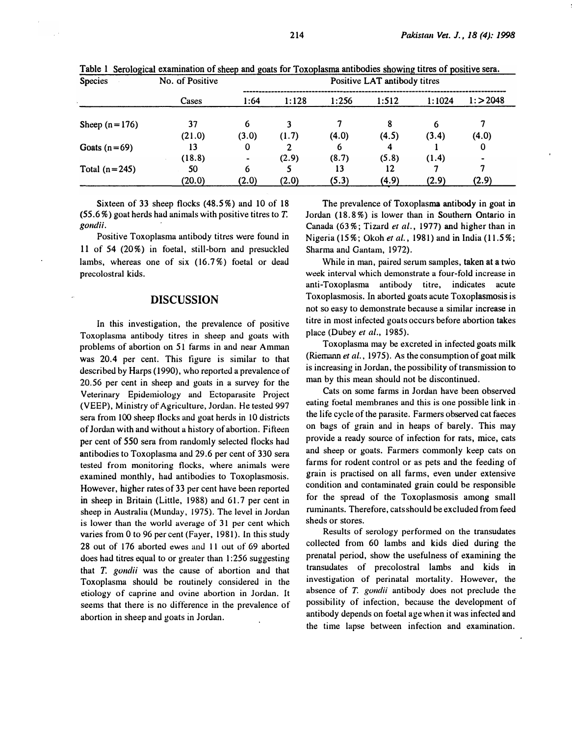Table 1 Serological examination of sheep and goats for Toxoplasma antibodies showing titres of positive sera.

| Species | No. of Positive | Positive LAT antibody titres | | | | | |
|---|---|---|---|---|---|---|---|
| | Cases | 1:64 | 1:128 | 1:256 | 1:512 | 1:1024 | 1:>2048 |
| Sheep (n=176) | 37 (21.0) | 6 (3.0) | 3 (1.7) | 7 (4.0) | 8 (4.5) | 6 (3.4) | 7 (4.0) |
| Goats (n=69) | 13 (18.8) | 0 - | 2 (2.9) | 6 (8.7) | 4 (5.8) | 1 (1.4) | 0 - |
| Total (n=245) | 50 (20.0) | 6 (2.0) | 5 (2.0) | 13 (5.3) | 12 (4.9) | 7 (2.9) | 7 (2.9) |

Sixteen of 33 sheep flocks (48.5%) and 10 of 18 (55.6%) goat herds had animals with positive titres to *T. gondii*.

Positive Toxoplasma antibody titres were found in 11 of 54 (20%) in foetal, still-born and presuckled lambs, whereas one of six (16.7%) foetal or dead precolostral kids.

## DISCUSSION

In this investigation, the prevalence of positive Toxoplasma antibody titres in sheep and goats with problems of abortion on 51 farms in and near Amman was 20.4 per cent. This figure is similar to that described by Harps (1990), who reported a prevalence of 20.56 per cent in sheep and goats in a survey for the Veterinary Epidemiology and Ectoparasite Project (VEEP), Ministry of Agriculture, Jordan. He tested 997 sera from 100 sheep flocks and goat herds in 10 districts of Jordan with and without a history of abortion. Fifteen per cent of 550 sera from randomly selected flocks had antibodies to Toxoplasma and 29.6 per cent of 330 sera tested from monitoring flocks, where animals were examined monthly, had antibodies to Toxoplasmosis. However, higher rates of 33 per cent have been reported in sheep in Britain (Little, 1988) and 61.7 per cent in sheep in Australia (Munday, 1975). The level in Jordan is lower than the world average of 31 per cent which varies from 0 to 96 per cent (Fayer, 1981). In this study 28 out of 176 aborted ewes and 11 out of 69 aborted does had titres equal to or greater than 1:256 suggesting that *T. gondii* was the cause of abortion and that Toxoplasma should be routinely considered in the etiology of caprine and ovine abortion in Jordan. It seems that there is no difference in the prevalence of abortion in sheep and goats in Jordan.

The prevalence of Toxoplasma antibody in goat in Jordan (18.8%) is lower than in Southern Ontario in Canada (63%; Tizard *et al.*, 1977) and higher than in Nigeria (15%; Okoh *et al.*, 1981) and in India (11.5%; Sharma and Gantam, 1972).

While in man, paired serum samples, taken at a two week interval which demonstrate a four-fold increase in anti-Toxoplasma antibody titre, indicates acute Toxoplasmosis. In aborted goats acute Toxoplasmosis is not so easy to demonstrate because a similar increase in titre in most infected goats occurs before abortion takes place (Dubey *et al.*, 1985).

Toxoplasma may be excreted in infected goats milk (Riemann *et al.*, 1975). As the consumption of goat milk is increasing in Jordan, the possibility of transmission to man by this mean should not be discontinued.

Cats on some farms in Jordan have been observed eating foetal membranes and this is one possible link in the life cycle of the parasite. Farmers observed cat faeces on bags of grain and in heaps of barely. This may provide a ready source of infection for rats, mice, cats and sheep or goats. Farmers commonly keep cats on farms for rodent control or as pets and the feeding of grain is practised on all farms, even under extensive condition and contaminated grain could be responsible for the spread of the Toxoplasmosis among small ruminants. Therefore, cats should be excluded from feed sheds or stores.

Results of serology performed on the transudates collected from 60 lambs and kids died during the prenatal period, show the usefulness of examining the transudates of precolostral lambs and kids in investigation of perinatal mortality. However, the absence of *T. gondii* antibody does not preclude the possibility of infection, because the development of antibody depends on foetal age when it was infected and the time lapse between infection and examination.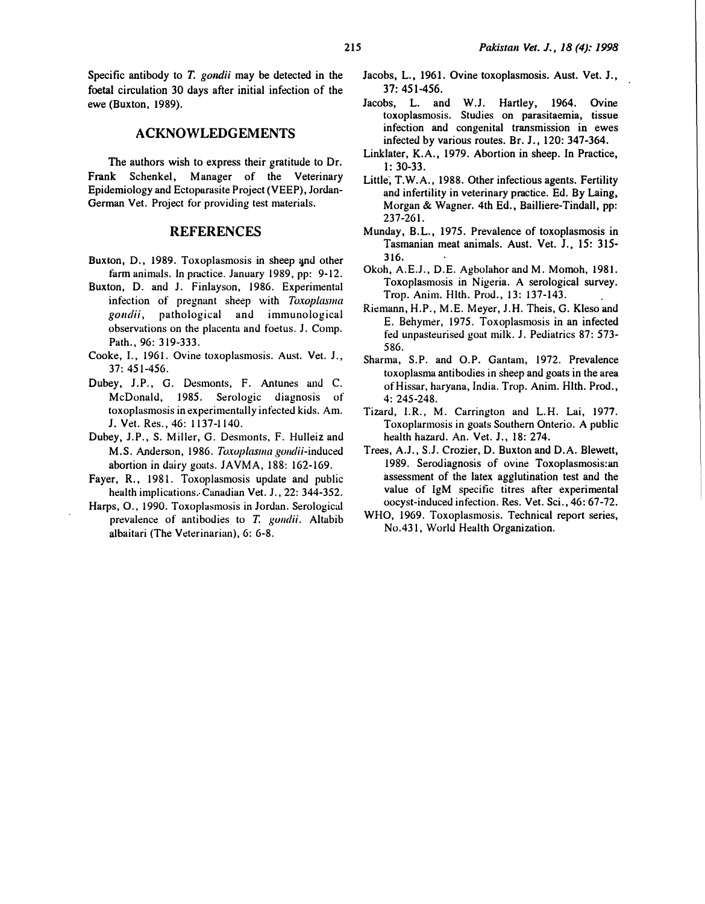Specific antibody to *T. gondii* may be detected in the foetal circulation 30 days after initial infection of the ewe (Buxton, 1989).

## ACKNOWLEDGEMENTS

The authors wish to express their gratitude to Dr. Frank Schenkel, Manager of the Veterinary Epidemiology and Ectoparasite Project (VEEP), Jordan-German Vet. Project for providing test materials.

## REFERENCES

Buxton, D., 1989. Toxoplasmosis in sheep and other farm animals. In practice. January 1989, pp: 9-12.

Buxton, D. and J. Finlayson, 1986. Experimental infection of pregnant sheep with *Toxoplasma gondii*, pathological and immunological observations on the placenta and foetus. J. Comp. Path., 96: 319-333.

Cooke, I., 1961. Ovine toxoplasmosis. Aust. Vet. J., 37: 451-456.

Dubey, J.P., G. Desmonts, F. Antunes and C. McDonald, 1985. Serologic diagnosis of toxoplasmosis in experimentally infected kids. Am. J. Vet. Res., 46: 1137-1140.

Dubey, J.P., S. Miller, G. Desmonts, F. Hulleiz and M.S. Anderson, 1986. *Toxoplasma gondii*-induced abortion in dairy goats. JAVMA, 188: 162-169.

Fayer, R., 1981. Toxoplasmosis update and public health implications. Canadian Vet. J., 22: 344-352.

Harps, O., 1990. Toxoplasmosis in Jordan. Serological prevalence of antibodies to *T. gondii*. Altabib albaitari (The Veterinarian), 6: 6-8.

Jacobs, L., 1961. Ovine toxoplasmosis. Aust. Vet. J., 37: 451-456.

Jacobs, L. and W.J. Hartley, 1964. Ovine toxoplasmosis. Studies on parasitaemia, tissue infection and congenital transmission in ewes infected by various routes. Br. J., 120: 347-364.

Linklater, K.A., 1979. Abortion in sheep. In Practice, 1: 30-33.

Little, T.W.A., 1988. Other infectious agents. Fertility and infertility in veterinary practice. Ed. By Laing, Morgan & Wagner. 4th Ed., Bailliere-Tindall, pp: 237-261.

Munday, B.L., 1975. Prevalence of toxoplasmosis in Tasmanian meat animals. Aust. Vet. J., 15: 315-316.

Okoh, A.E.J., D.E. Agbolahor and M. Momoh, 1981. Toxoplasmosis in Nigeria. A serological survey. Trop. Anim. Hlth. Prod., 13: 137-143.

Riemann, H.P., M.E. Meyer, J.H. Theis, G. Kleso and E. Behymer, 1975. Toxoplasmosis in an infected fed unpasteurised goat milk. J. Pediatrics 87: 573-586.

Sharma, S.P. and O.P. Gantam, 1972. Prevalence toxoplasma antibodies in sheep and goats in the area of Hissar, haryana, India. Trop. Anim. Hlth. Prod., 4: 245-248.

Tizard, I.R., M. Carrington and L.H. Lai, 1977. Toxoplarmosis in goats Southern Onterio. A public health hazard. An. Vet. J., 18: 274.

Trees, A.J., S.J. Crozier, D. Buxton and D.A. Blewett, 1989. Serodiagnosis of ovine Toxoplasmosis:an assessment of the latex agglutination test and the value of IgM specific titres after experimental oocyst-induced infection. Res. Vet. Sci., 46: 67-72.

WHO, 1969. Toxoplasmosis. Technical report series, No.431, World Health Organization.